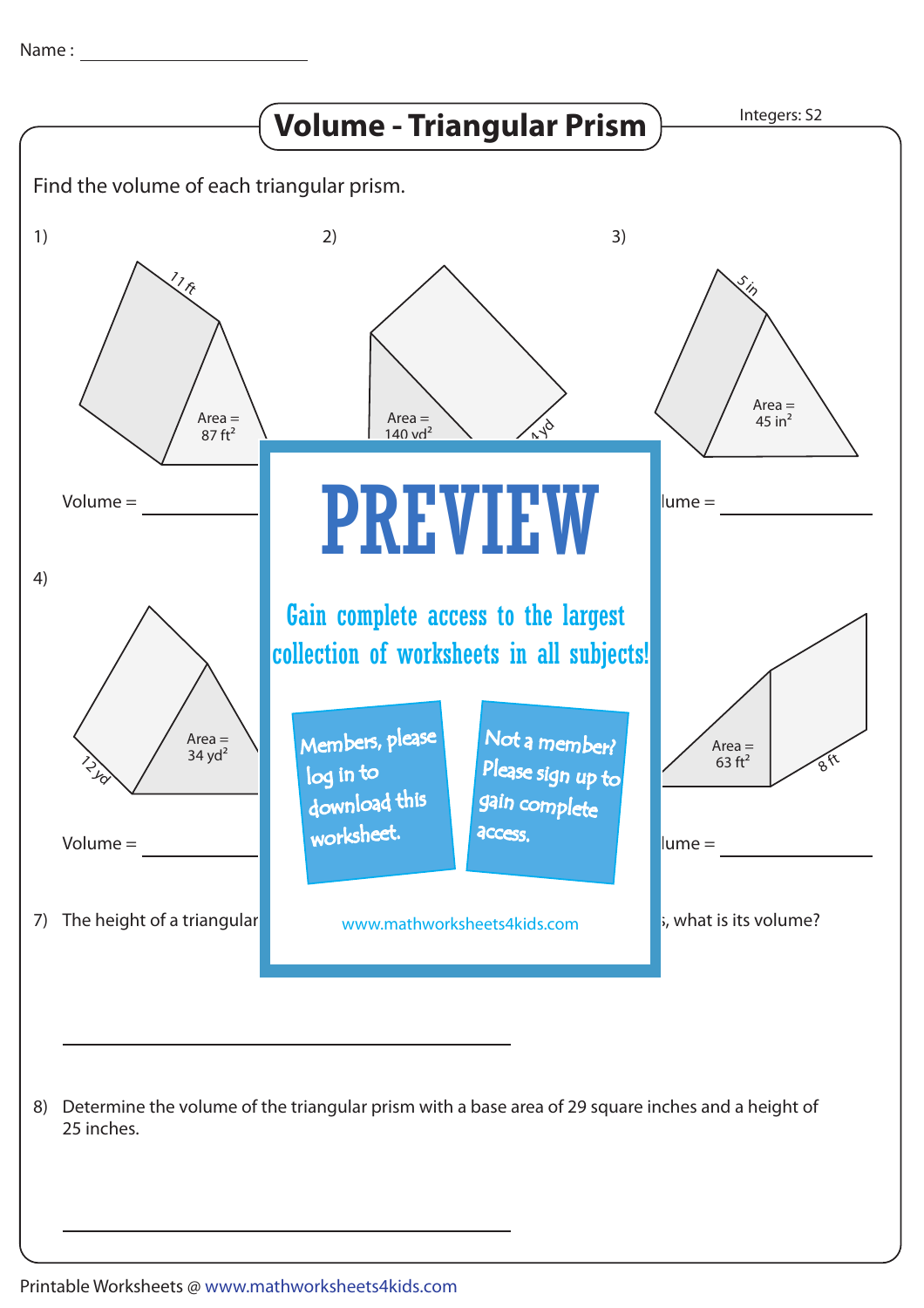Name : ______________________

# Volume - Triangular Prism

Integers: S2

Find the volume of each triangular prism.

1)

11 ft

Area = 87 $ft^2$

Volume = ____________

2)

Area = 140 $yd^2$

4 yd

3)

5 in

Area = 45 $in^2$

Volume = ____________

4)

Area = 34 $yd^2$

12 yd

Volume = ____________

6)

Area = 63 $ft^2$

8 ft

Volume = ____________

# PREVIEW

Gain complete access to the largest collection of worksheets in all subjects!

Members, please log in to download this worksheet.

Not a member? Please sign up to gain complete access.

www.mathworksheets4kids.com

7) The height of a triangular ... , what is its volume?

______________________________

8) Determine the volume of the triangular prism with a base area of 29 square inches and a height of 25 inches.

______________________________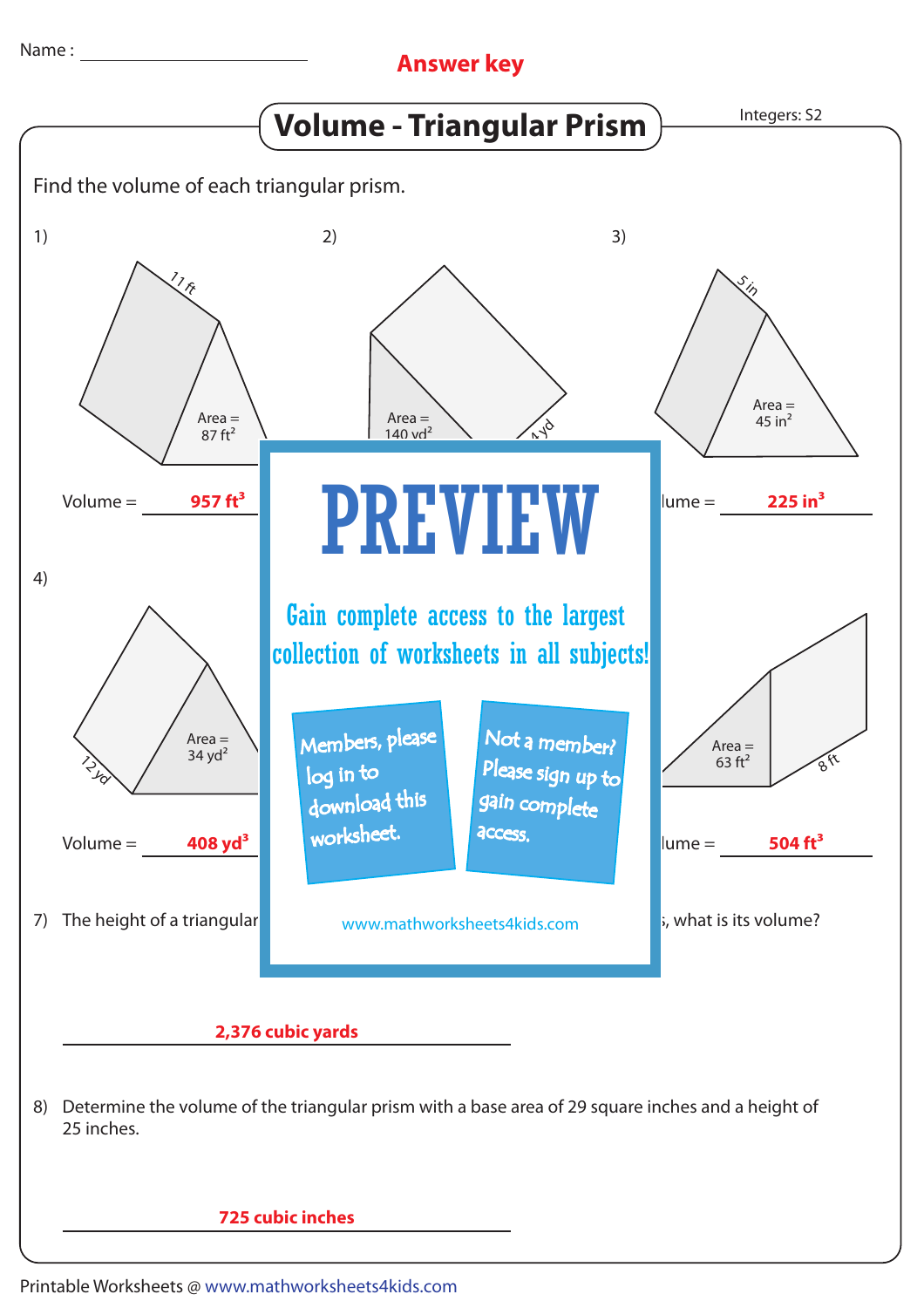Name : ____________________

**Answer key**

# Volume - Triangular Prism

Integers: S2

Find the volume of each triangular prism.

1)

11 ft

Area = 87 $ft^2$

Volume = **957 $ft^3$**

2)

Area = 140 $yd^2$

4 yd

3)

5 in

Area = 45 $in^2$

Volume = **225 $in^3$**

4)

Area = 34 $yd^2$

12 yd

Volume = **408 $yd^3$**

6)

Area = 63 $ft^2$

8 ft

Volume = **504 $ft^3$**

PREVIEW

Gain complete access to the largest collection of worksheets in all subjects!

Members, please log in to download this worksheet.

Not a member? Please sign up to gain complete access.

www.mathworksheets4kids.com

7) The height of a triangular ... , what is its volume?

**2,376 cubic yards**

8) Determine the volume of the triangular prism with a base area of 29 square inches and a height of 25 inches.

**725 cubic inches**

Printable Worksheets @ www.mathworksheets4kids.com